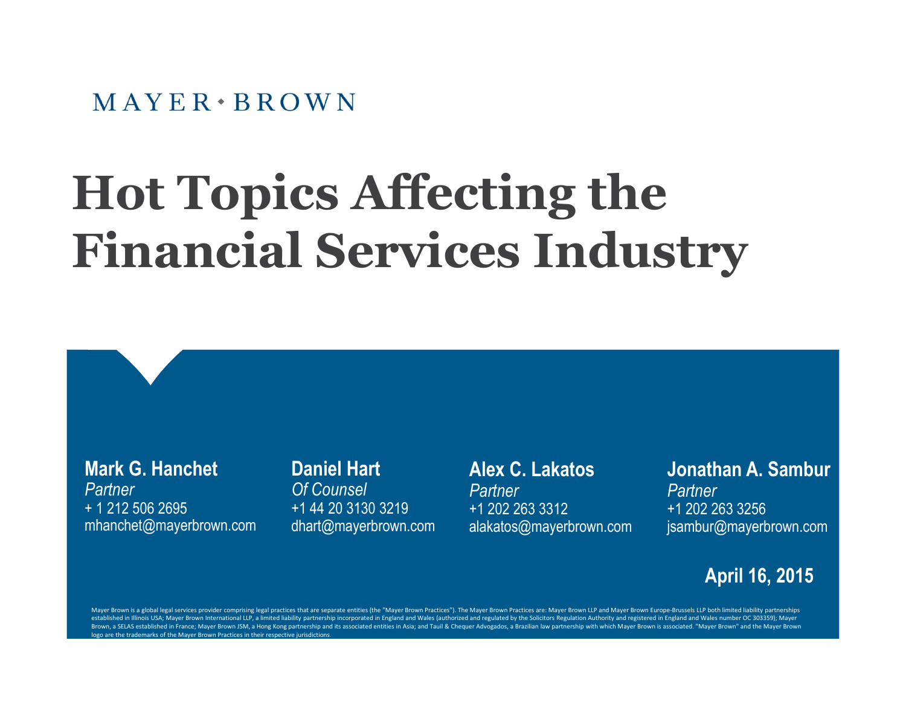MAYER • BROWN

# Hot Topics Affecting the Financial Services Industry

**Mark G. Hanchet**
*Partner*
+ 1 212 506 2695
mhanchet@mayerbrown.com

**Daniel Hart**
*Of Counsel*
+1 44 20 3130 3219
dhart@mayerbrown.com

**Alex C. Lakatos**
*Partner*
+1 202 263 3312
alakatos@mayerbrown.com

**Jonathan A. Sambur**
*Partner*
+1 202 263 3256
jsambur@mayerbrown.com

**April 16, 2015**

Mayer Brown is a global legal services provider comprising legal practices that are separate entities (the "Mayer Brown Practices"). The Mayer Brown Practices are: Mayer Brown LLP and Mayer Brown Europe-Brussels LLP both limited liability partnerships established in Illinois USA; Mayer Brown International LLP, a limited liability partnership incorporated in England and Wales (authorized and regulated by the Solicitors Regulation Authority and registered in England and Wales number OC 303359); Mayer Brown, a SELAS established in France; Mayer Brown JSM, a Hong Kong partnership and its associated entities in Asia; and Tauil & Chequer Advogados, a Brazilian law partnership with which Mayer Brown is associated. "Mayer Brown" and the Mayer Brown logo are the trademarks of the Mayer Brown Practices in their respective jurisdictions.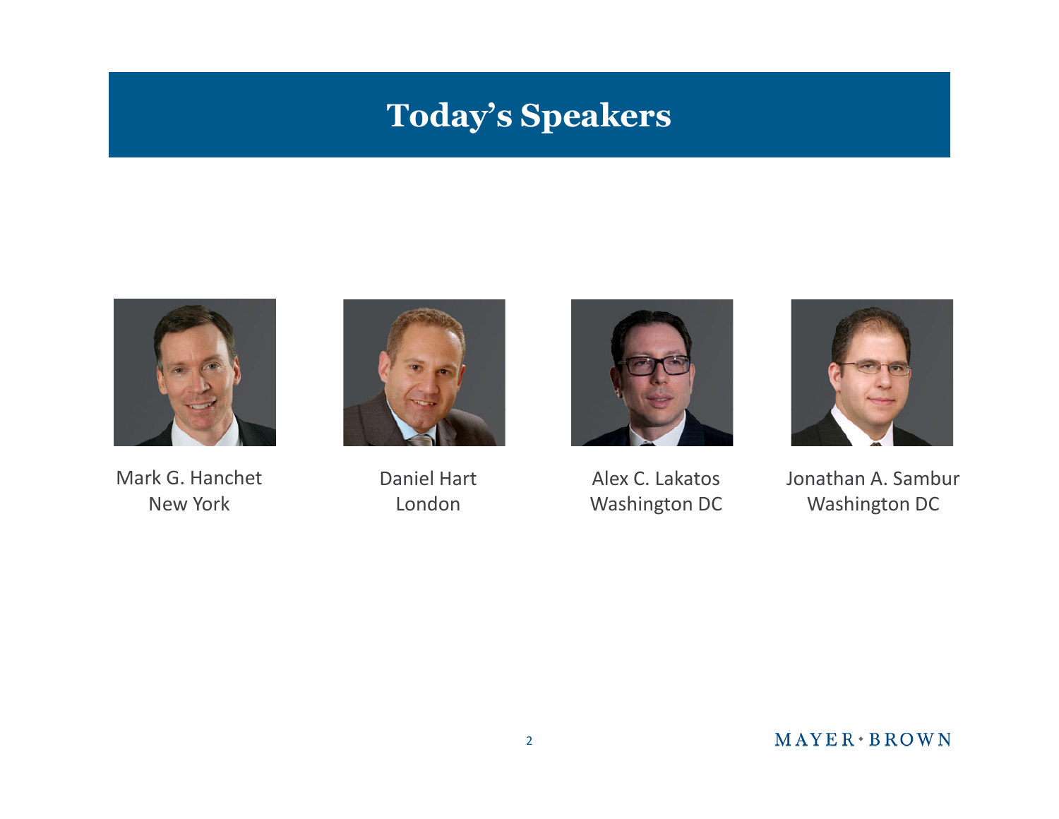# Today's Speakers

Mark G. Hanchet
New York

Daniel Hart
London

Alex C. Lakatos
Washington DC

Jonathan A. Sambur
Washington DC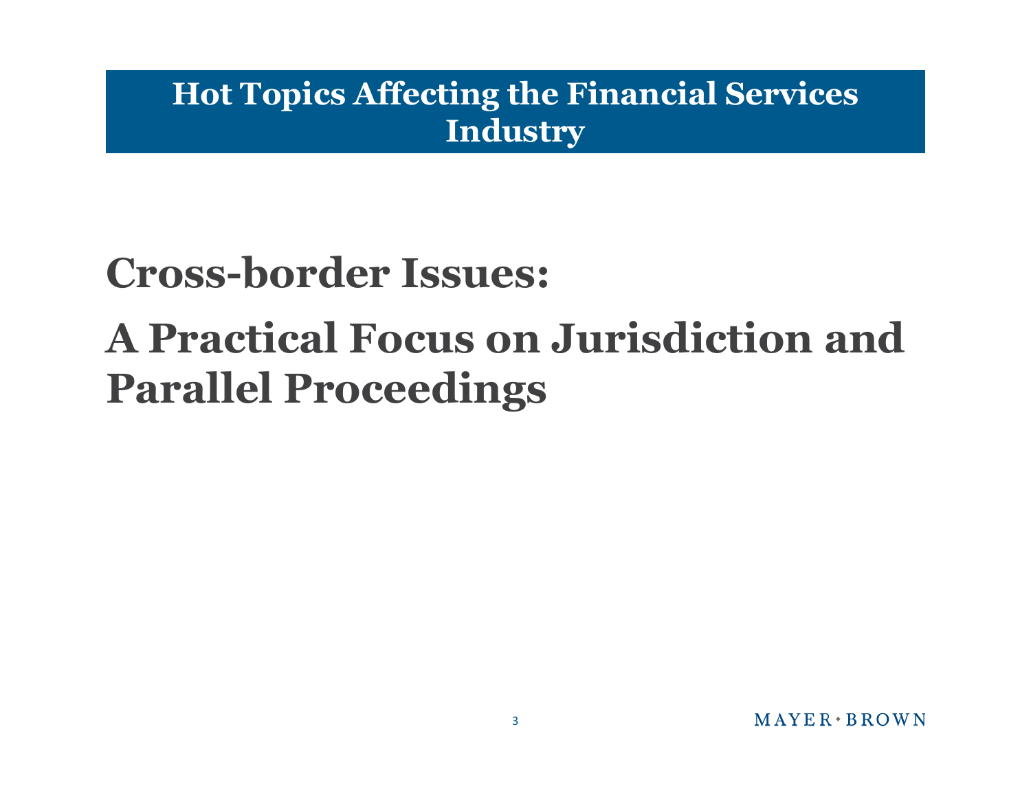# Hot Topics Affecting the Financial Services Industry

## Cross-border Issues:

## A Practical Focus on Jurisdiction and Parallel Proceedings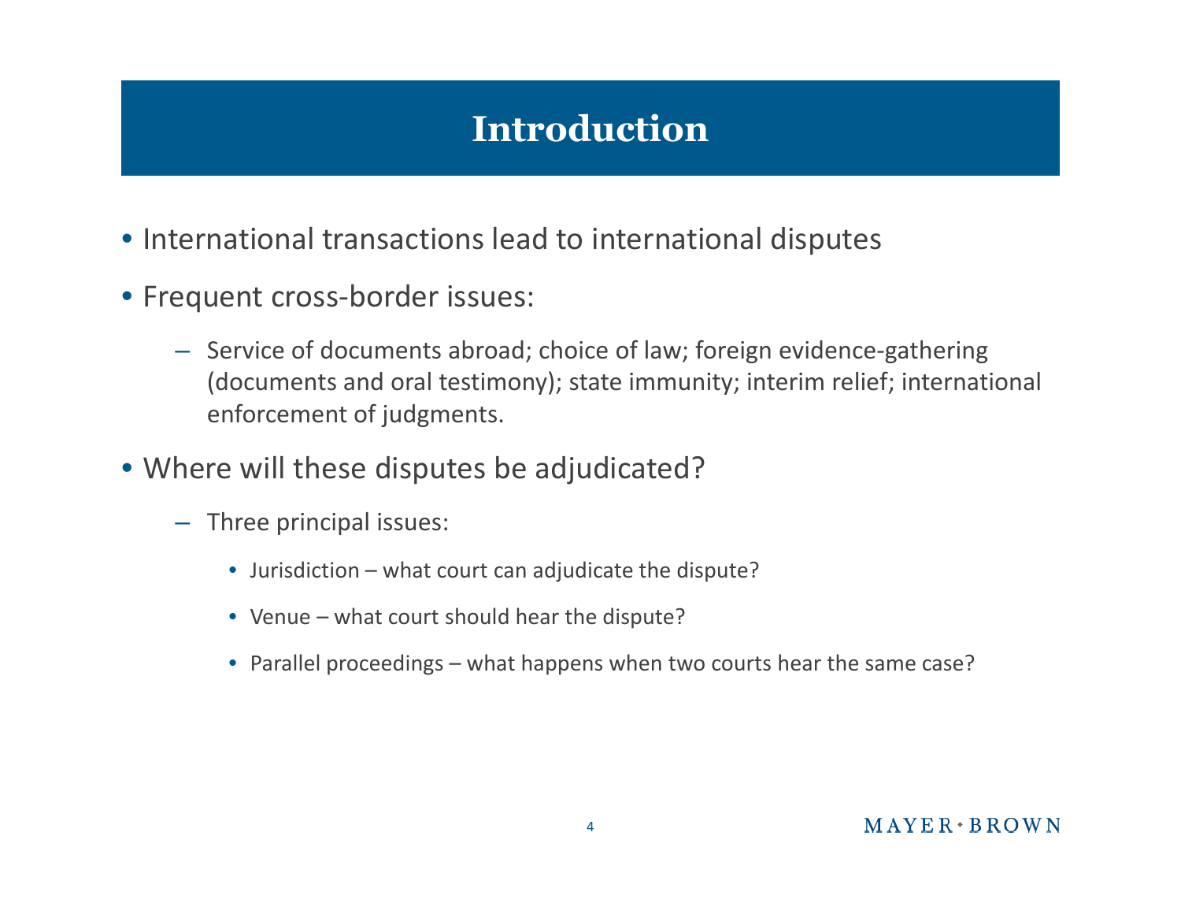# Introduction

- International transactions lead to international disputes
- Frequent cross-border issues:
  - Service of documents abroad; choice of law; foreign evidence-gathering (documents and oral testimony); state immunity; interim relief; international enforcement of judgments.
- Where will these disputes be adjudicated?
  - Three principal issues:
    - Jurisdiction – what court can adjudicate the dispute?
    - Venue – what court should hear the dispute?
    - Parallel proceedings – what happens when two courts hear the same case?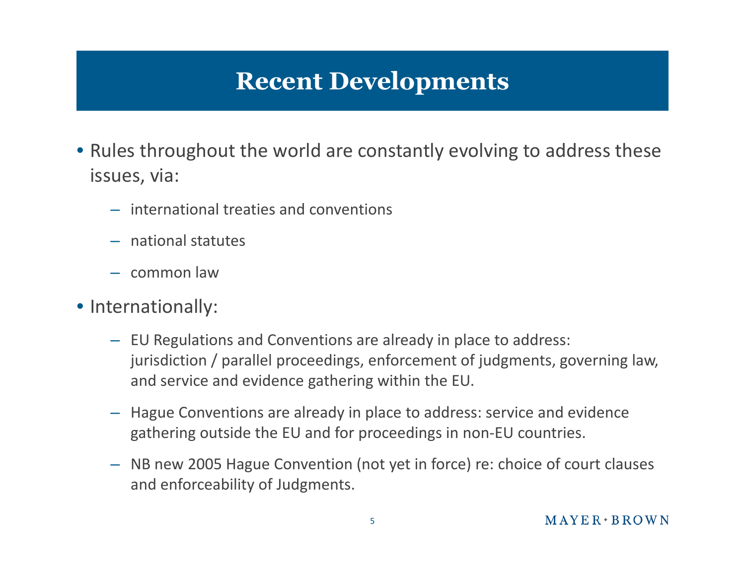# Recent Developments

- Rules throughout the world are constantly evolving to address these issues, via:
  - international treaties and conventions
  - national statutes
  - common law
- Internationally:
  - EU Regulations and Conventions are already in place to address: jurisdiction / parallel proceedings, enforcement of judgments, governing law, and service and evidence gathering within the EU.
  - Hague Conventions are already in place to address: service and evidence gathering outside the EU and for proceedings in non-EU countries.
  - NB new 2005 Hague Convention (not yet in force) re: choice of court clauses and enforceability of Judgments.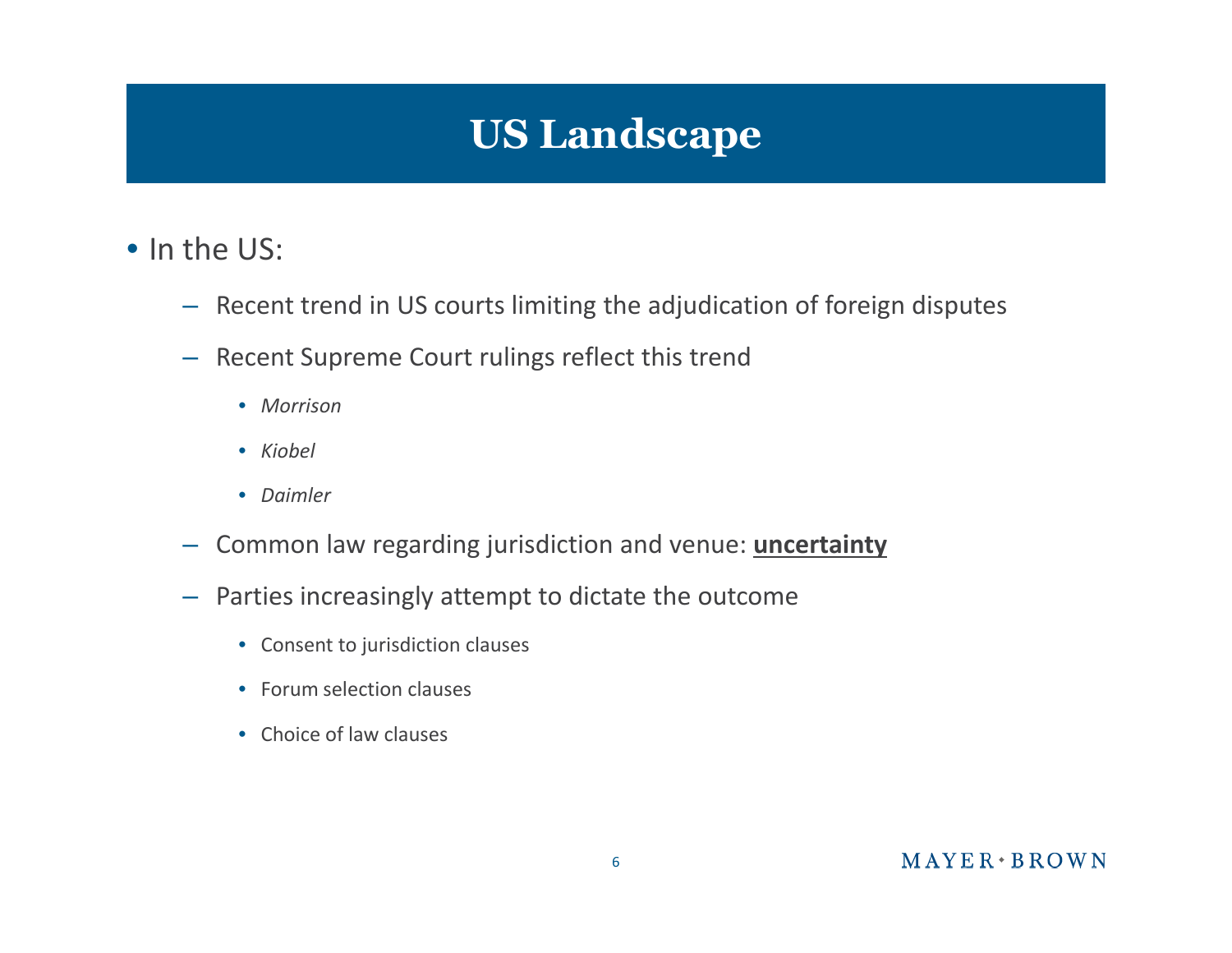# US Landscape

- In the US:
  - Recent trend in US courts limiting the adjudication of foreign disputes
  - Recent Supreme Court rulings reflect this trend
    - *Morrison*
    - *Kiobel*
    - *Daimler*
  - Common law regarding jurisdiction and venue: **<u>uncertainty</u>**
  - Parties increasingly attempt to dictate the outcome
    - Consent to jurisdiction clauses
    - Forum selection clauses
    - Choice of law clauses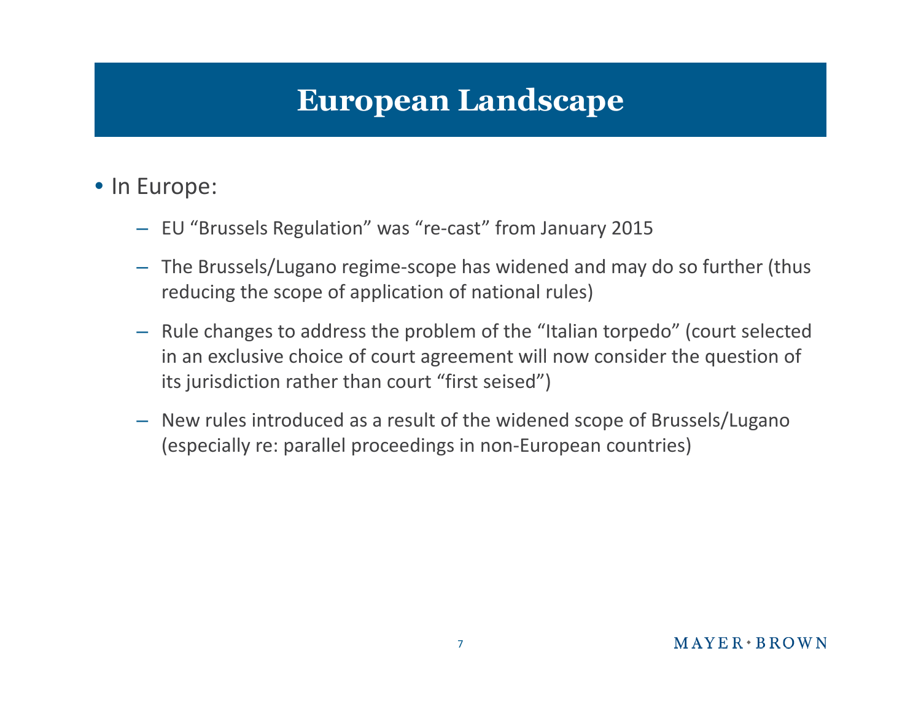# European Landscape

- In Europe:
  - EU “Brussels Regulation” was “re-cast” from January 2015
  - The Brussels/Lugano regime-scope has widened and may do so further (thus reducing the scope of application of national rules)
  - Rule changes to address the problem of the “Italian torpedo” (court selected in an exclusive choice of court agreement will now consider the question of its jurisdiction rather than court “first seised”)
  - New rules introduced as a result of the widened scope of Brussels/Lugano (especially re: parallel proceedings in non-European countries)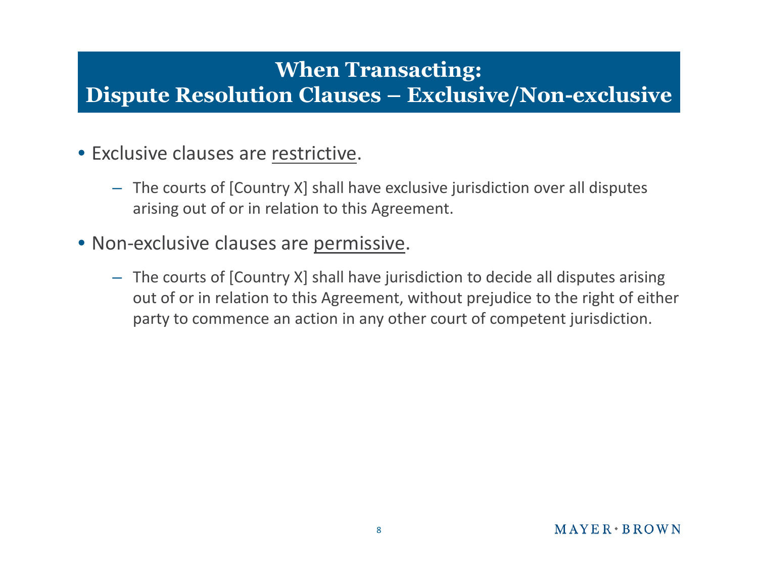# When Transacting: Dispute Resolution Clauses – Exclusive/Non-exclusive

- Exclusive clauses are <u>restrictive</u>.
  - The courts of [Country X] shall have exclusive jurisdiction over all disputes arising out of or in relation to this Agreement.
- Non-exclusive clauses are <u>permissive</u>.
  - The courts of [Country X] shall have jurisdiction to decide all disputes arising out of or in relation to this Agreement, without prejudice to the right of either party to commence an action in any other court of competent jurisdiction.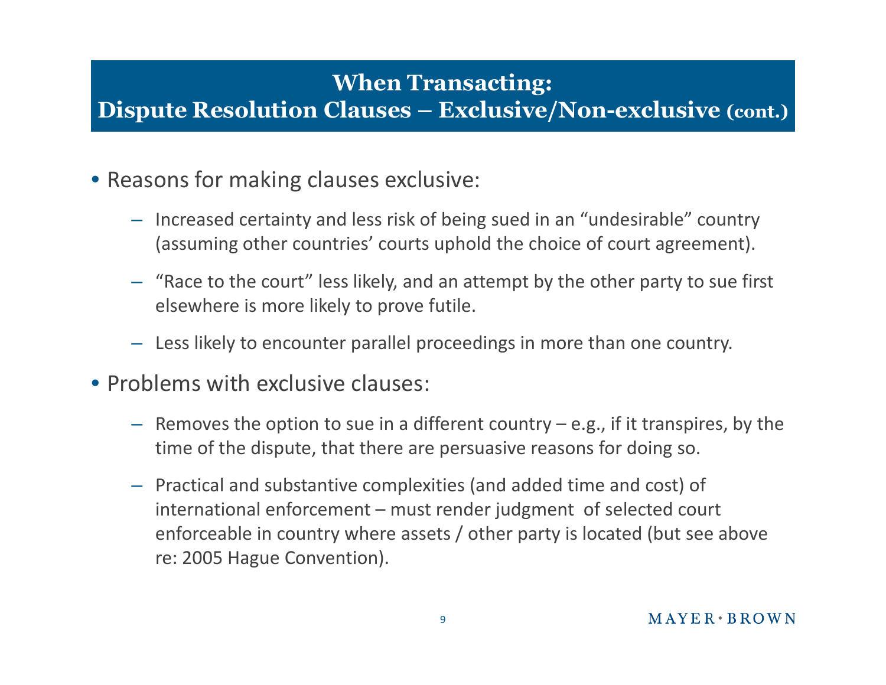## When Transacting: Dispute Resolution Clauses – Exclusive/Non-exclusive (cont.)

- Reasons for making clauses exclusive:
  - Increased certainty and less risk of being sued in an "undesirable" country (assuming other countries' courts uphold the choice of court agreement).
  - "Race to the court" less likely, and an attempt by the other party to sue first elsewhere is more likely to prove futile.
  - Less likely to encounter parallel proceedings in more than one country.
- Problems with exclusive clauses:
  - Removes the option to sue in a different country – e.g., if it transpires, by the time of the dispute, that there are persuasive reasons for doing so.
  - Practical and substantive complexities (and added time and cost) of international enforcement – must render judgment of selected court enforceable in country where assets / other party is located (but see above re: 2005 Hague Convention).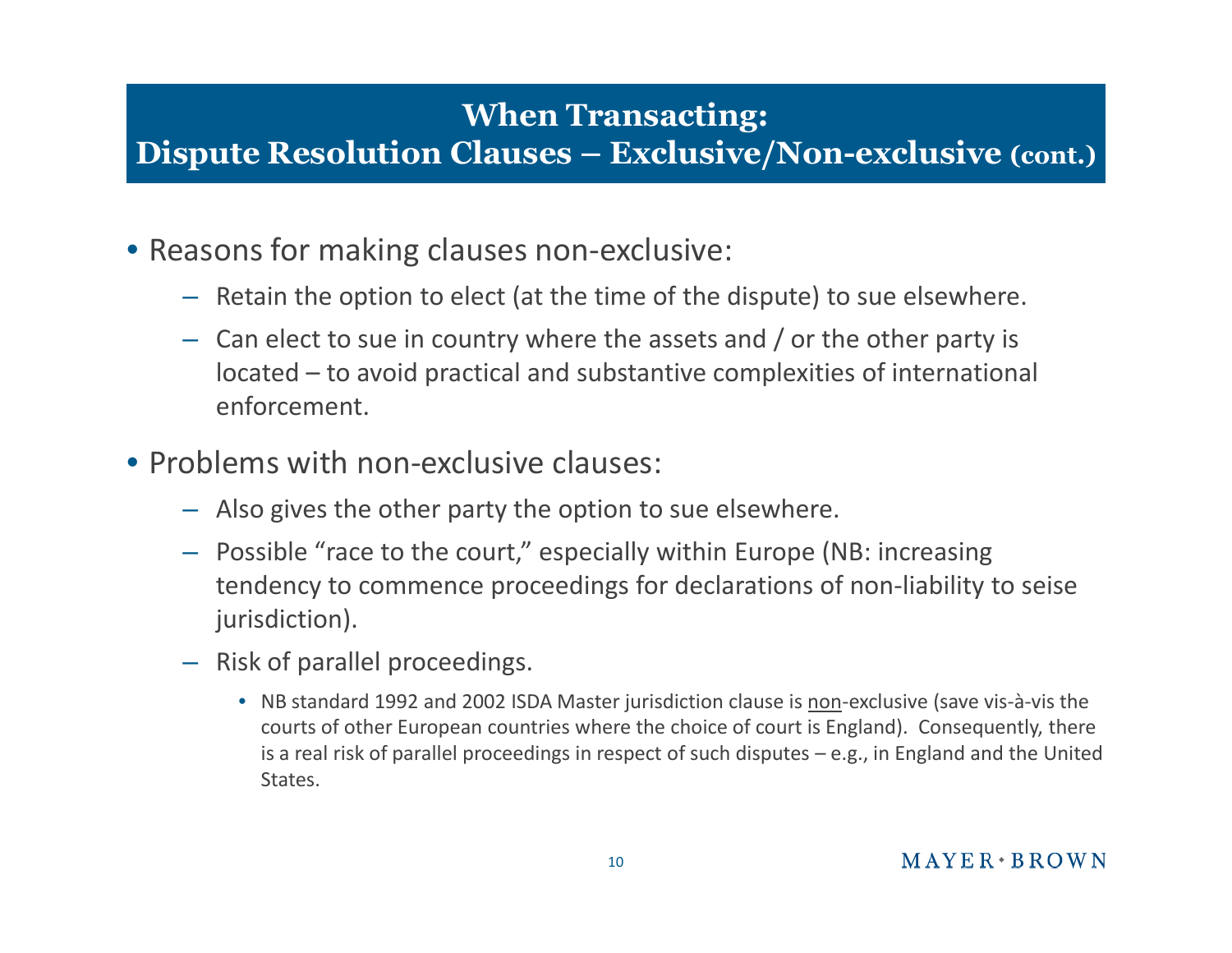# When Transacting: Dispute Resolution Clauses – Exclusive/Non-exclusive (cont.)

- Reasons for making clauses non-exclusive:
  - Retain the option to elect (at the time of the dispute) to sue elsewhere.
  - Can elect to sue in country where the assets and / or the other party is located – to avoid practical and substantive complexities of international enforcement.
- Problems with non-exclusive clauses:
  - Also gives the other party the option to sue elsewhere.
  - Possible "race to the court," especially within Europe (NB: increasing tendency to commence proceedings for declarations of non-liability to seise jurisdiction).
  - Risk of parallel proceedings.
    - NB standard 1992 and 2002 ISDA Master jurisdiction clause is <u>non</u>-exclusive (save vis-à-vis the courts of other European countries where the choice of court is England). Consequently, there is a real risk of parallel proceedings in respect of such disputes – e.g., in England and the United States.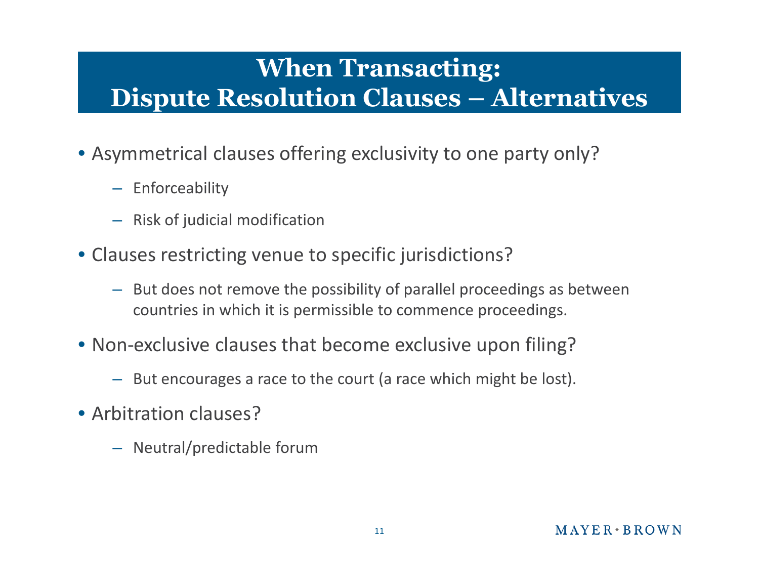# When Transacting: Dispute Resolution Clauses – Alternatives

- Asymmetrical clauses offering exclusivity to one party only?
  - Enforceability
  - Risk of judicial modification
- Clauses restricting venue to specific jurisdictions?
  - But does not remove the possibility of parallel proceedings as between countries in which it is permissible to commence proceedings.
- Non-exclusive clauses that become exclusive upon filing?
  - But encourages a race to the court (a race which might be lost).
- Arbitration clauses?
  - Neutral/predictable forum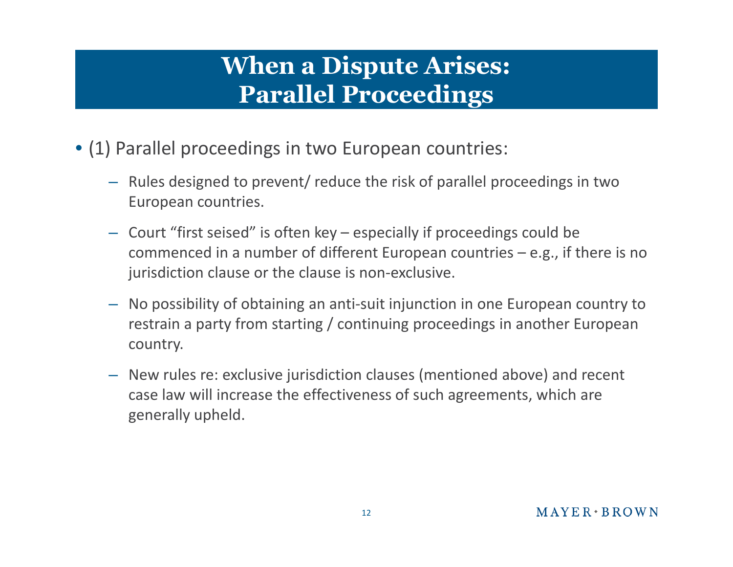# When a Dispute Arises: Parallel Proceedings

- (1) Parallel proceedings in two European countries:
  - Rules designed to prevent/ reduce the risk of parallel proceedings in two European countries.
  - Court “first seised” is often key – especially if proceedings could be commenced in a number of different European countries – e.g., if there is no jurisdiction clause or the clause is non-exclusive.
  - No possibility of obtaining an anti-suit injunction in one European country to restrain a party from starting / continuing proceedings in another European country.
  - New rules re: exclusive jurisdiction clauses (mentioned above) and recent case law will increase the effectiveness of such agreements, which are generally upheld.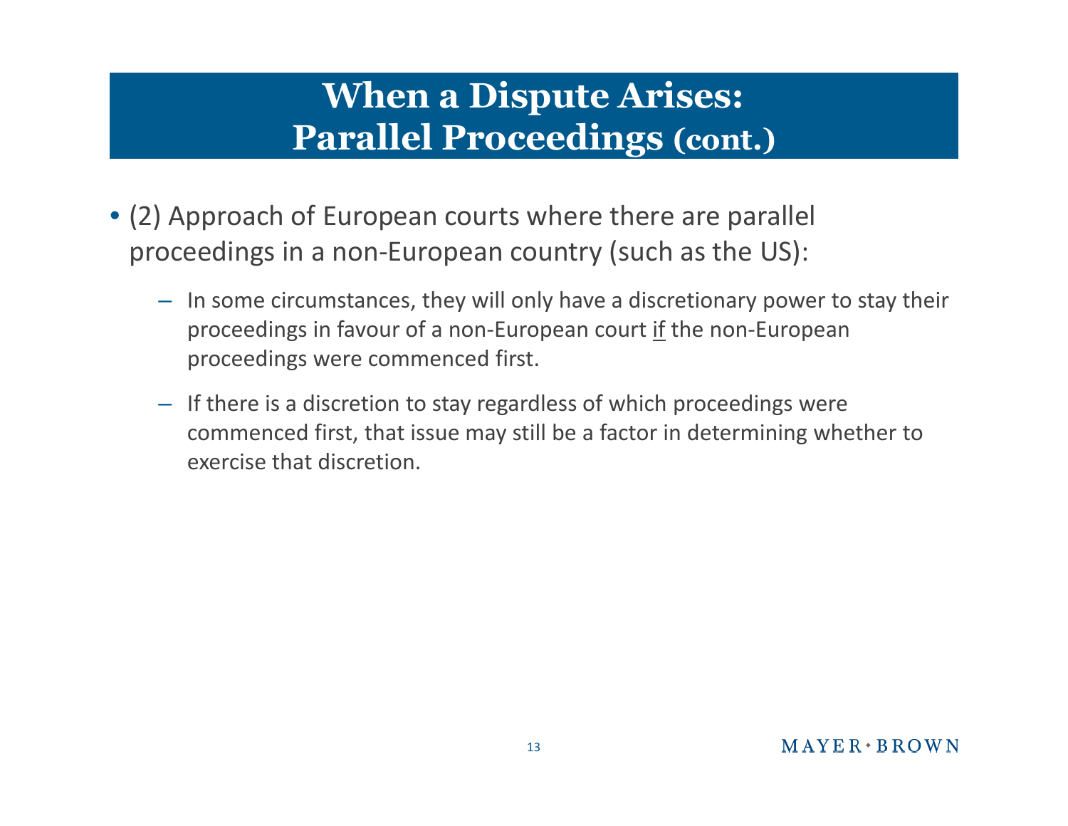# When a Dispute Arises: Parallel Proceedings (cont.)

- (2) Approach of European courts where there are parallel proceedings in a non-European country (such as the US):
  - In some circumstances, they will only have a discretionary power to stay their proceedings in favour of a non-European court <u>if</u> the non-European proceedings were commenced first.
  - If there is a discretion to stay regardless of which proceedings were commenced first, that issue may still be a factor in determining whether to exercise that discretion.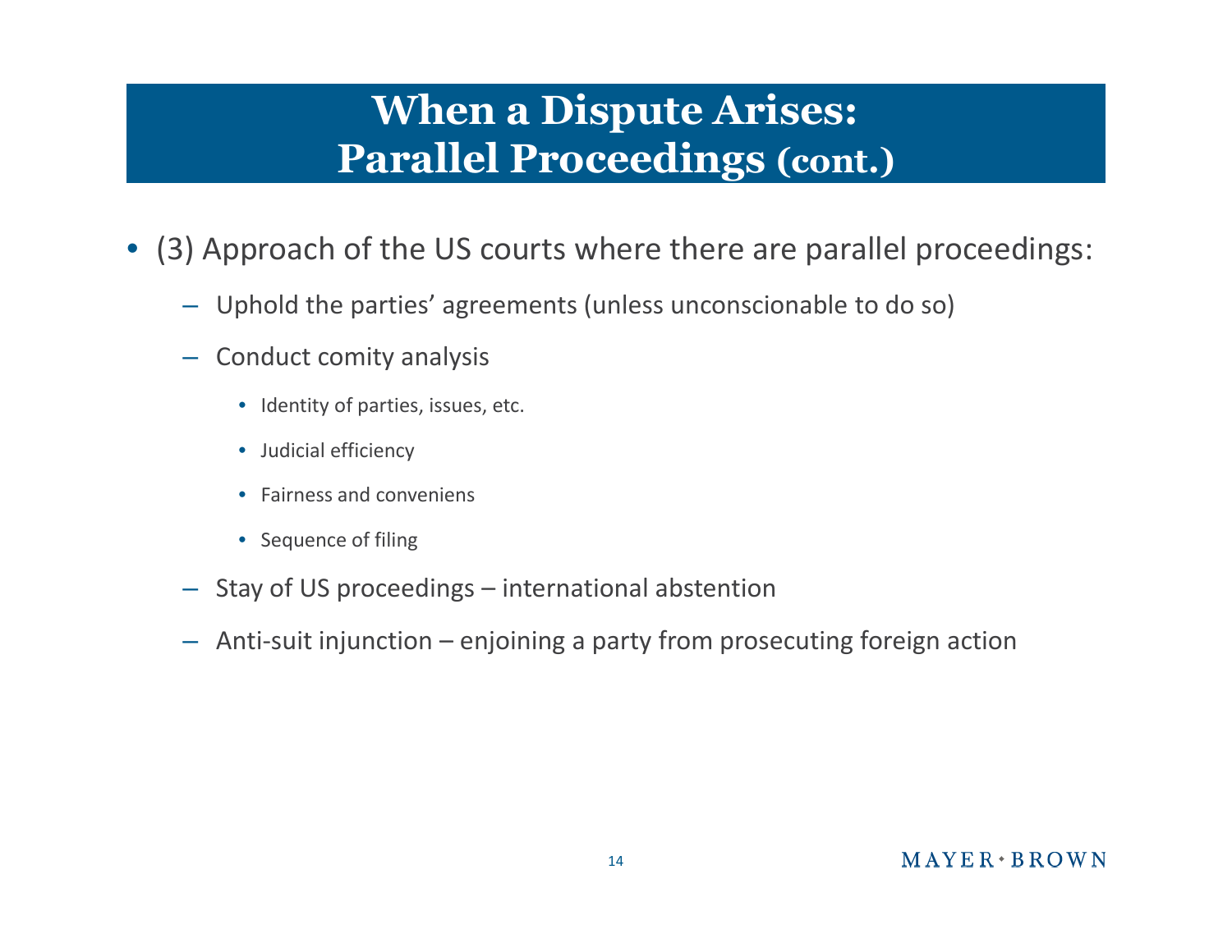# When a Dispute Arises: Parallel Proceedings (cont.)

- (3) Approach of the US courts where there are parallel proceedings:
  - Uphold the parties' agreements (unless unconscionable to do so)
  - Conduct comity analysis
    - Identity of parties, issues, etc.
    - Judicial efficiency
    - Fairness and conveniens
    - Sequence of filing
  - Stay of US proceedings – international abstention
  - Anti-suit injunction – enjoining a party from prosecuting foreign action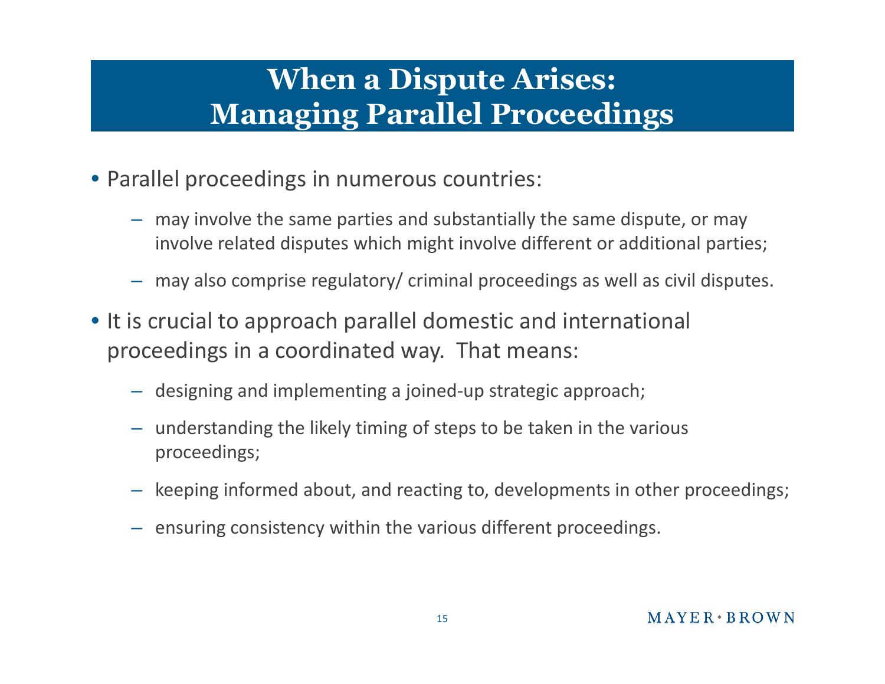# When a Dispute Arises: Managing Parallel Proceedings

- Parallel proceedings in numerous countries:
  - may involve the same parties and substantially the same dispute, or may involve related disputes which might involve different or additional parties;
  - may also comprise regulatory/ criminal proceedings as well as civil disputes.
- It is crucial to approach parallel domestic and international proceedings in a coordinated way. That means:
  - designing and implementing a joined-up strategic approach;
  - understanding the likely timing of steps to be taken in the various proceedings;
  - keeping informed about, and reacting to, developments in other proceedings;
  - ensuring consistency within the various different proceedings.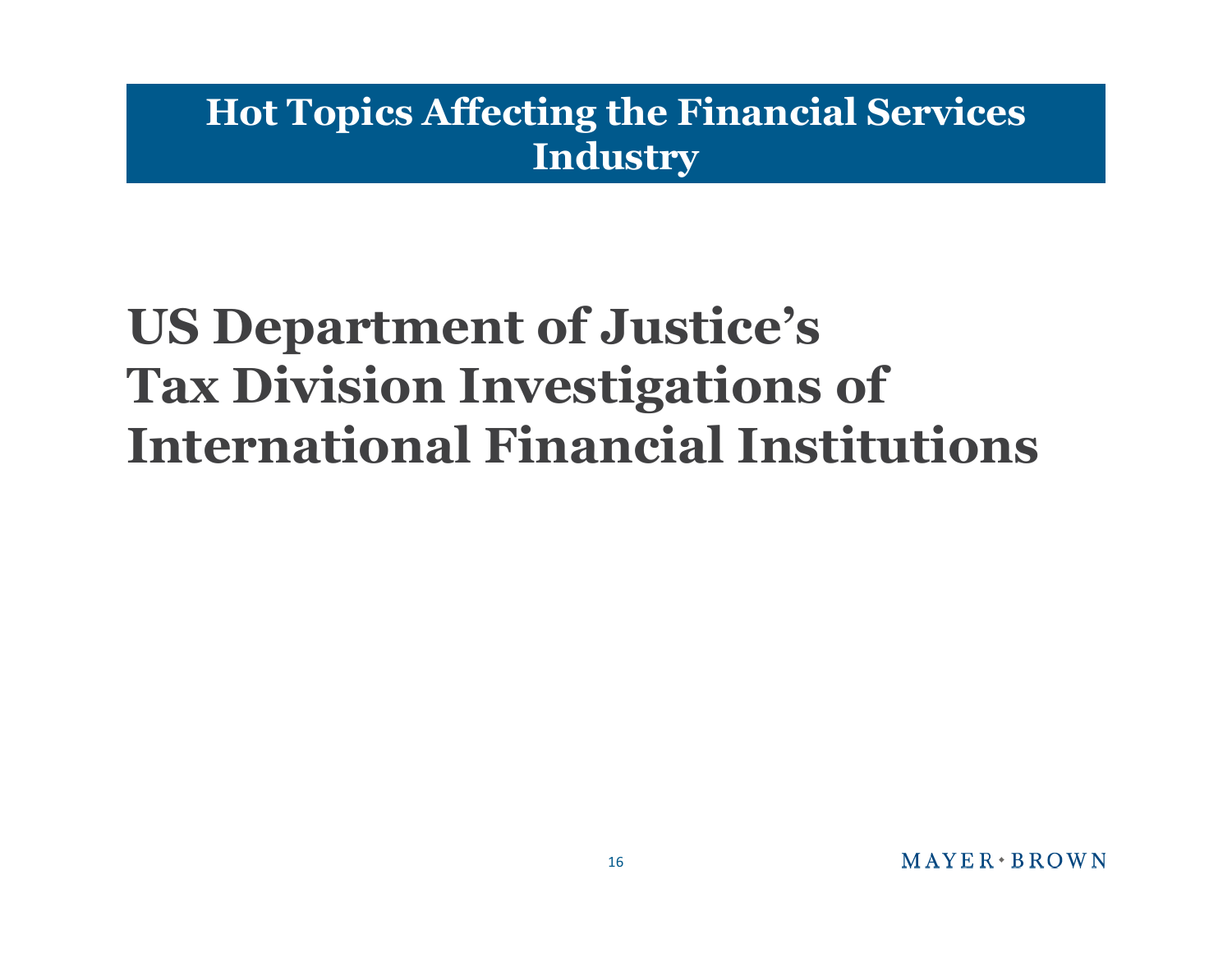## Hot Topics Affecting the Financial Services Industry

# US Department of Justice's Tax Division Investigations of International Financial Institutions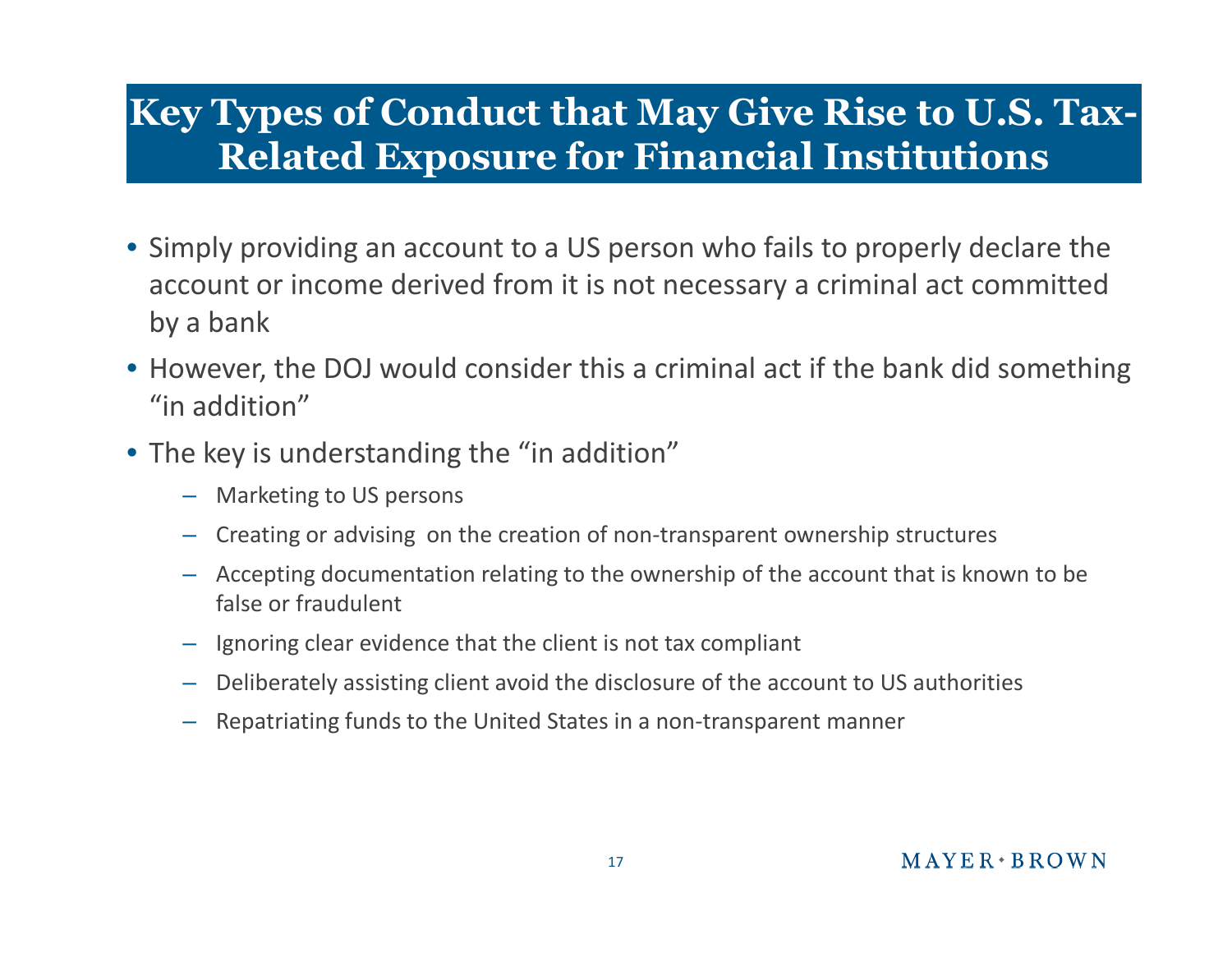# Key Types of Conduct that May Give Rise to U.S. Tax-Related Exposure for Financial Institutions

- Simply providing an account to a US person who fails to properly declare the account or income derived from it is not necessary a criminal act committed by a bank
- However, the DOJ would consider this a criminal act if the bank did something "in addition"
- The key is understanding the "in addition"
  - Marketing to US persons
  - Creating or advising on the creation of non-transparent ownership structures
  - Accepting documentation relating to the ownership of the account that is known to be false or fraudulent
  - Ignoring clear evidence that the client is not tax compliant
  - Deliberately assisting client avoid the disclosure of the account to US authorities
  - Repatriating funds to the United States in a non-transparent manner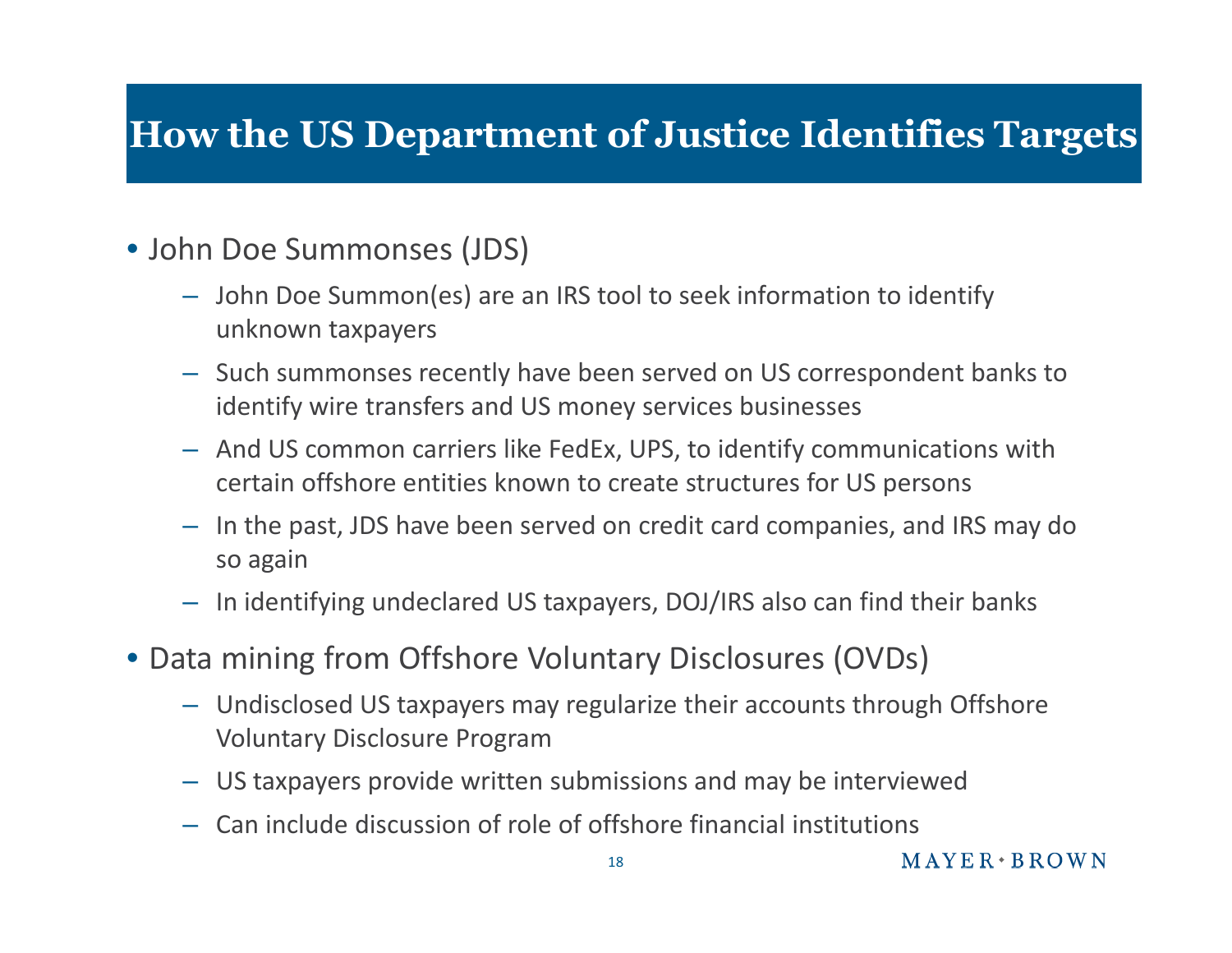# How the US Department of Justice Identifies Targets

- John Doe Summonses (JDS)
  - John Doe Summon(es) are an IRS tool to seek information to identify unknown taxpayers
  - Such summonses recently have been served on US correspondent banks to identify wire transfers and US money services businesses
  - And US common carriers like FedEx, UPS, to identify communications with certain offshore entities known to create structures for US persons
  - In the past, JDS have been served on credit card companies, and IRS may do so again
  - In identifying undeclared US taxpayers, DOJ/IRS also can find their banks
- Data mining from Offshore Voluntary Disclosures (OVDs)
  - Undisclosed US taxpayers may regularize their accounts through Offshore Voluntary Disclosure Program
  - US taxpayers provide written submissions and may be interviewed
  - Can include discussion of role of offshore financial institutions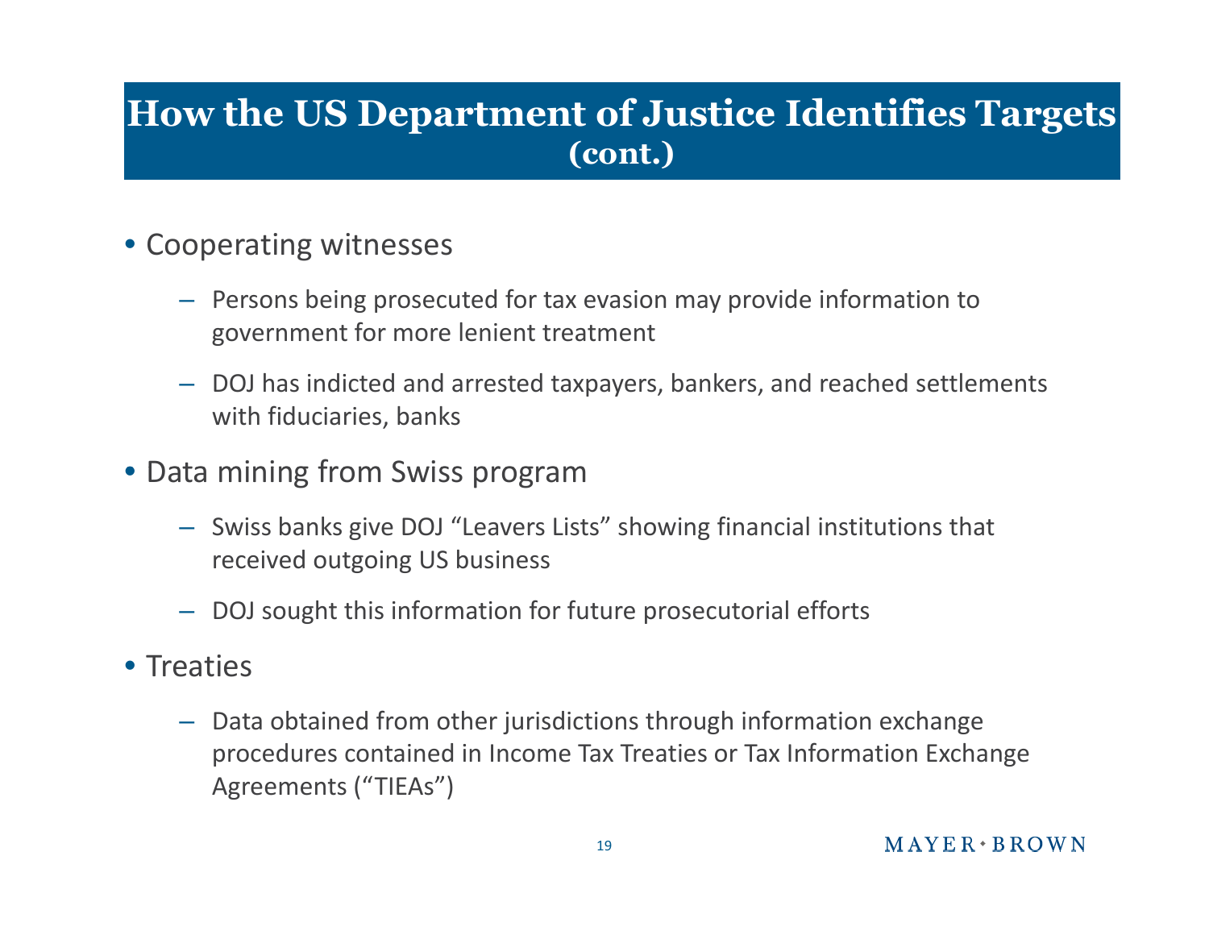# How the US Department of Justice Identifies Targets (cont.)

- Cooperating witnesses
  - Persons being prosecuted for tax evasion may provide information to government for more lenient treatment
  - DOJ has indicted and arrested taxpayers, bankers, and reached settlements with fiduciaries, banks
- Data mining from Swiss program
  - Swiss banks give DOJ "Leavers Lists" showing financial institutions that received outgoing US business
  - DOJ sought this information for future prosecutorial efforts
- Treaties
  - Data obtained from other jurisdictions through information exchange procedures contained in Income Tax Treaties or Tax Information Exchange Agreements ("TIEAs")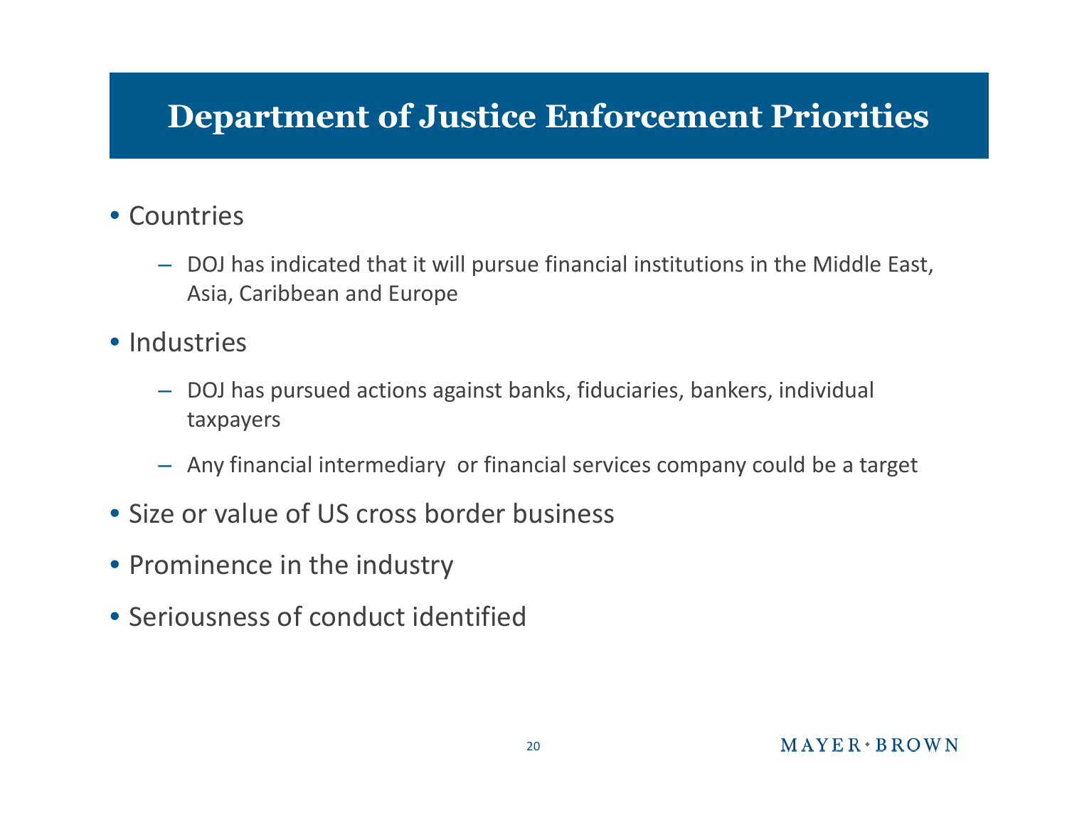# Department of Justice Enforcement Priorities

- Countries
  - DOJ has indicated that it will pursue financial institutions in the Middle East, Asia, Caribbean and Europe
- Industries
  - DOJ has pursued actions against banks, fiduciaries, bankers, individual taxpayers
  - Any financial intermediary or financial services company could be a target
- Size or value of US cross border business
- Prominence in the industry
- Seriousness of conduct identified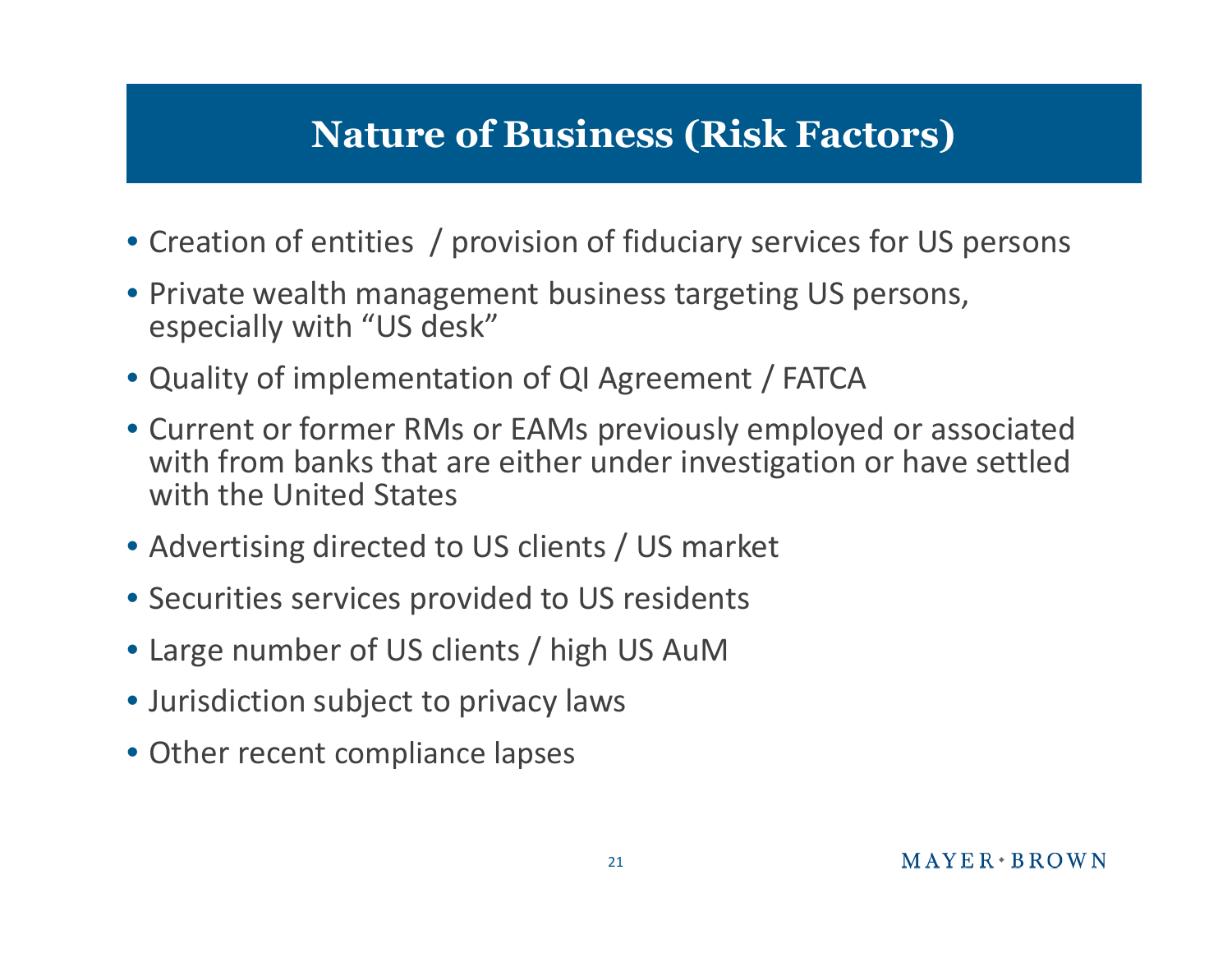# Nature of Business (Risk Factors)

- Creation of entities / provision of fiduciary services for US persons
- Private wealth management business targeting US persons, especially with "US desk"
- Quality of implementation of QI Agreement / FATCA
- Current or former RMs or EAMs previously employed or associated with from banks that are either under investigation or have settled with the United States
- Advertising directed to US clients / US market
- Securities services provided to US residents
- Large number of US clients / high US AuM
- Jurisdiction subject to privacy laws
- Other recent compliance lapses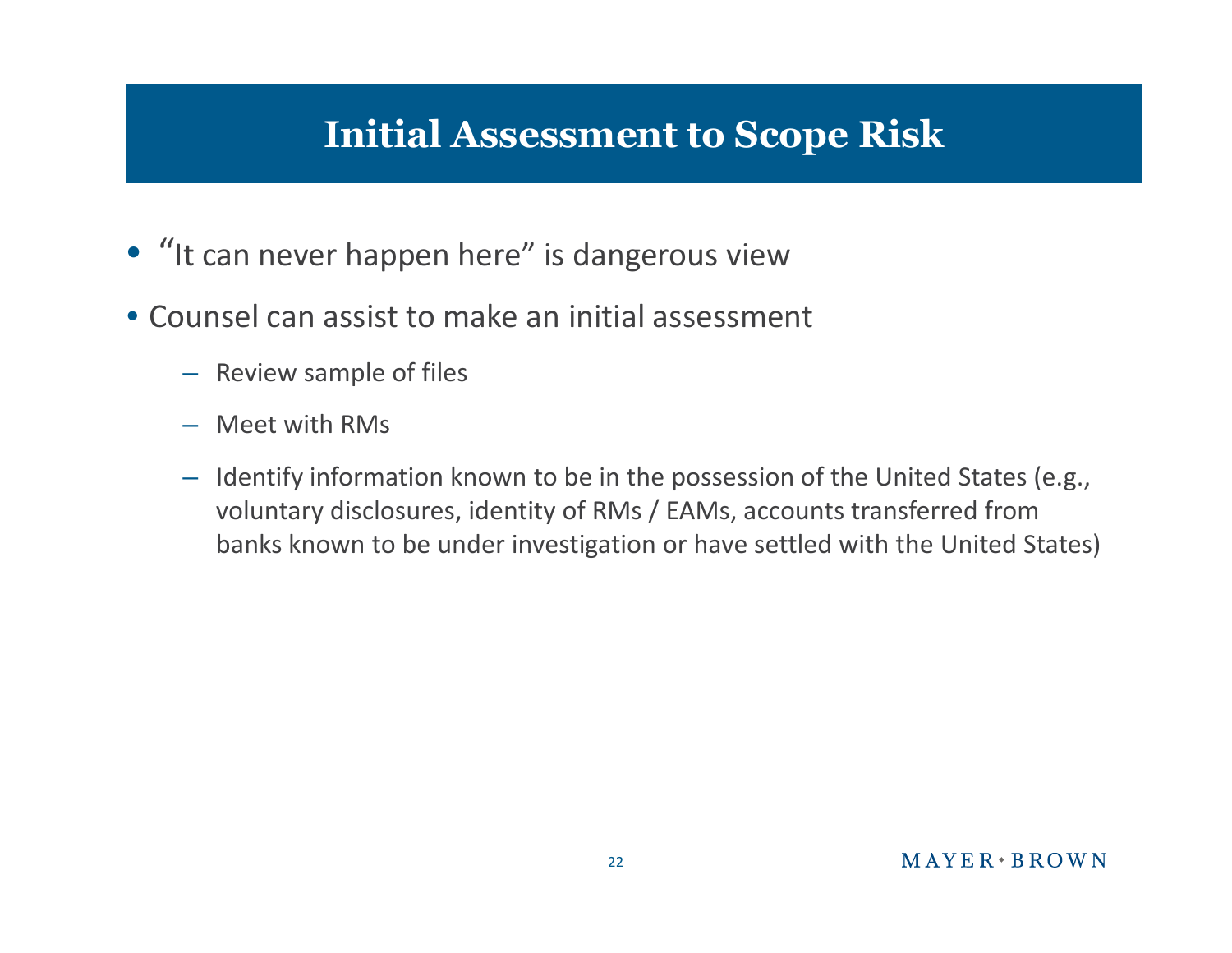# Initial Assessment to Scope Risk

- "It can never happen here" is dangerous view
- Counsel can assist to make an initial assessment
  - Review sample of files
  - Meet with RMs
  - Identify information known to be in the possession of the United States (e.g., voluntary disclosures, identity of RMs / EAMs, accounts transferred from banks known to be under investigation or have settled with the United States)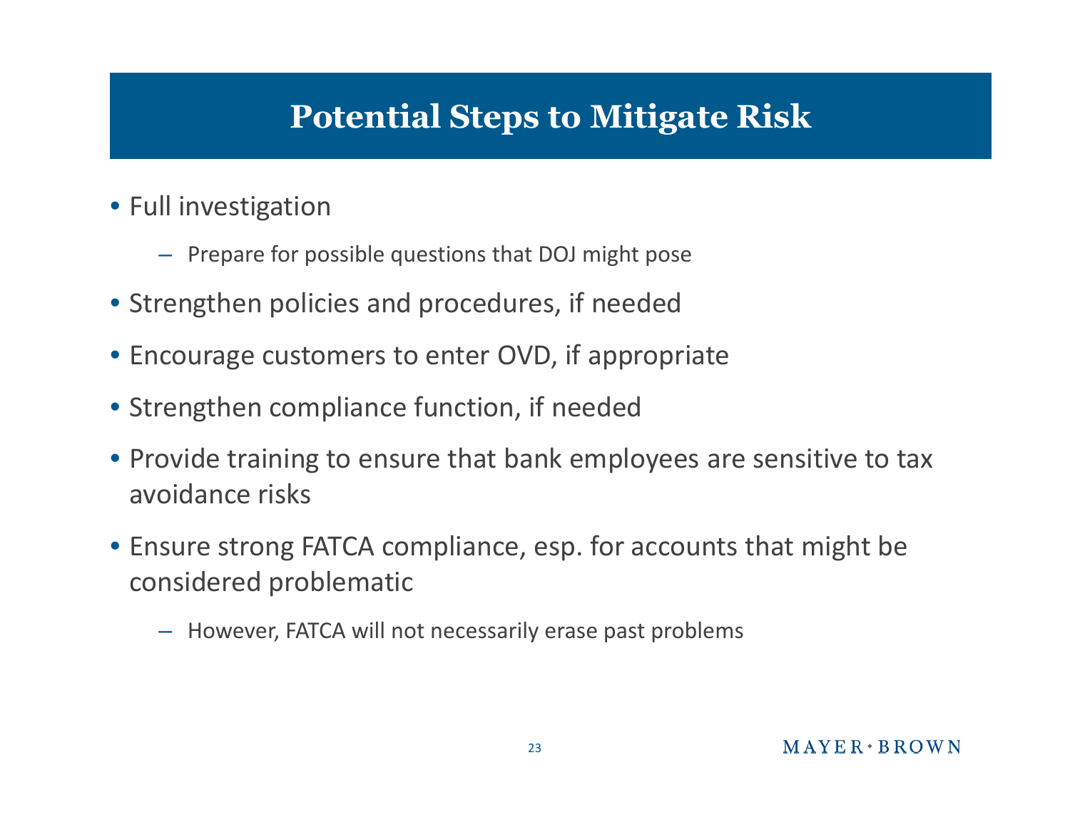# Potential Steps to Mitigate Risk

- Full investigation
  - Prepare for possible questions that DOJ might pose
- Strengthen policies and procedures, if needed
- Encourage customers to enter OVD, if appropriate
- Strengthen compliance function, if needed
- Provide training to ensure that bank employees are sensitive to tax avoidance risks
- Ensure strong FATCA compliance, esp. for accounts that might be considered problematic
  - However, FATCA will not necessarily erase past problems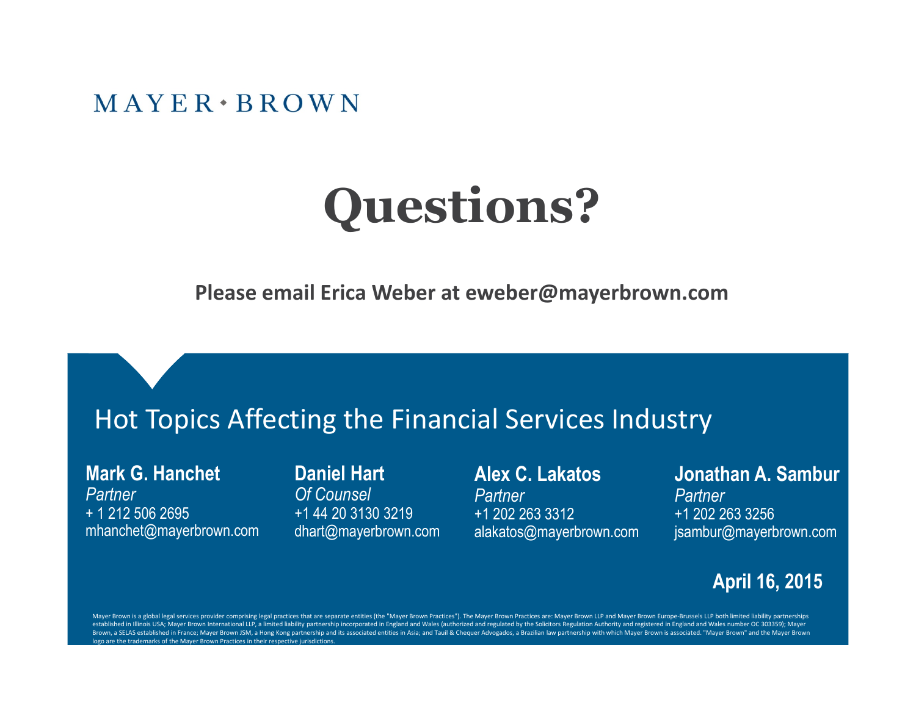MAYER • BROWN

# Questions?

**Please email Erica Weber at eweber@mayerbrown.com**

## Hot Topics Affecting the Financial Services Industry

**Mark G. Hanchet**
*Partner*
+ 1 212 506 2695
mhanchet@mayerbrown.com

**Daniel Hart**
*Of Counsel*
+1 44 20 3130 3219
dhart@mayerbrown.com

**Alex C. Lakatos**
*Partner*
+1 202 263 3312
alakatos@mayerbrown.com

**Jonathan A. Sambur**
*Partner*
+1 202 263 3256
jsambur@mayerbrown.com

**April 16, 2015**

Mayer Brown is a global legal services provider comprising legal practices that are separate entities (the "Mayer Brown Practices"). The Mayer Brown Practices are: Mayer Brown LLP and Mayer Brown Europe-Brussels LLP both limited liability partnerships established in Illinois USA; Mayer Brown International LLP, a limited liability partnership incorporated in England and Wales (authorized and regulated by the Solicitors Regulation Authority and registered in England and Wales number OC 303359); Mayer Brown, a SELAS established in France; Mayer Brown JSM, a Hong Kong partnership and its associated entities in Asia; and Tauil & Chequer Advogados, a Brazilian law partnership with which Mayer Brown is associated. "Mayer Brown" and the Mayer Brown logo are the trademarks of the Mayer Brown Practices in their respective jurisdictions.